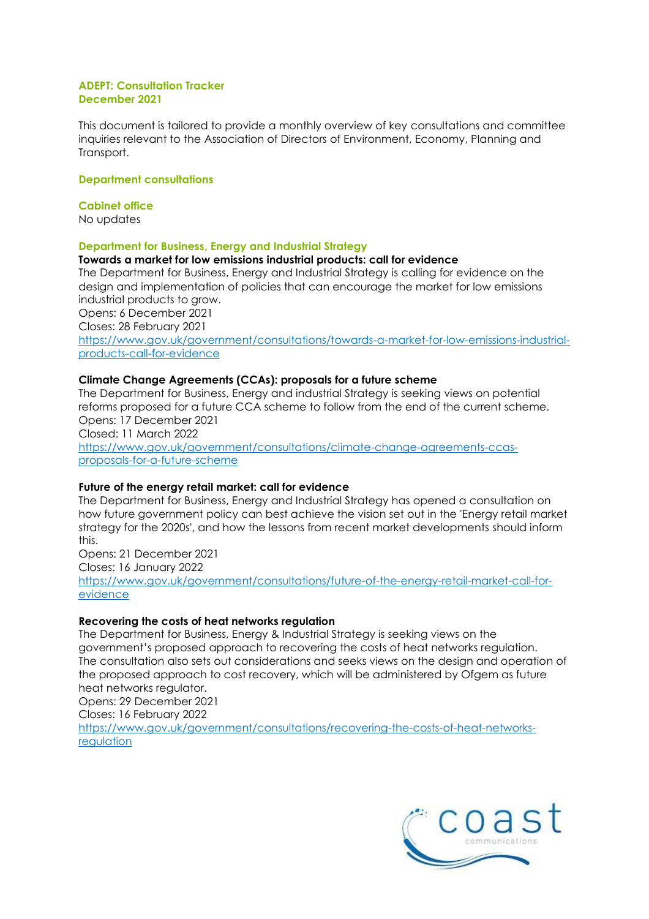**ADEPT: Consultation Tracker**
**December 2021**

This document is tailored to provide a monthly overview of key consultations and committee inquiries relevant to the Association of Directors of Environment, Economy, Planning and Transport.

## Department consultations

### Cabinet office

No updates

### Department for Business, Energy and Industrial Strategy

**Towards a market for low emissions industrial products: call for evidence**

The Department for Business, Energy and Industrial Strategy is calling for evidence on the design and implementation of policies that can encourage the market for low emissions industrial products to grow.
Opens: 6 December 2021
Closes: 28 February 2021
https://www.gov.uk/government/consultations/towards-a-market-for-low-emissions-industrial-products-call-for-evidence

**Climate Change Agreements (CCAs): proposals for a future scheme**

The Department for Business, Energy and industrial Strategy is seeking views on potential reforms proposed for a future CCA scheme to follow from the end of the current scheme.
Opens: 17 December 2021
Closed: 11 March 2022
https://www.gov.uk/government/consultations/climate-change-agreements-ccas-proposals-for-a-future-scheme

**Future of the energy retail market: call for evidence**

The Department for Business, Energy and Industrial Strategy has opened a consultation on how future government policy can best achieve the vision set out in the 'Energy retail market strategy for the 2020s', and how the lessons from recent market developments should inform this.
Opens: 21 December 2021
Closes: 16 January 2022
https://www.gov.uk/government/consultations/future-of-the-energy-retail-market-call-for-evidence

**Recovering the costs of heat networks regulation**

The Department for Business, Energy & Industrial Strategy is seeking views on the government's proposed approach to recovering the costs of heat networks regulation. The consultation also sets out considerations and seeks views on the design and operation of the proposed approach to cost recovery, which will be administered by Ofgem as future heat networks regulator.
Opens: 29 December 2021
Closes: 16 February 2022
https://www.gov.uk/government/consultations/recovering-the-costs-of-heat-networks-regulation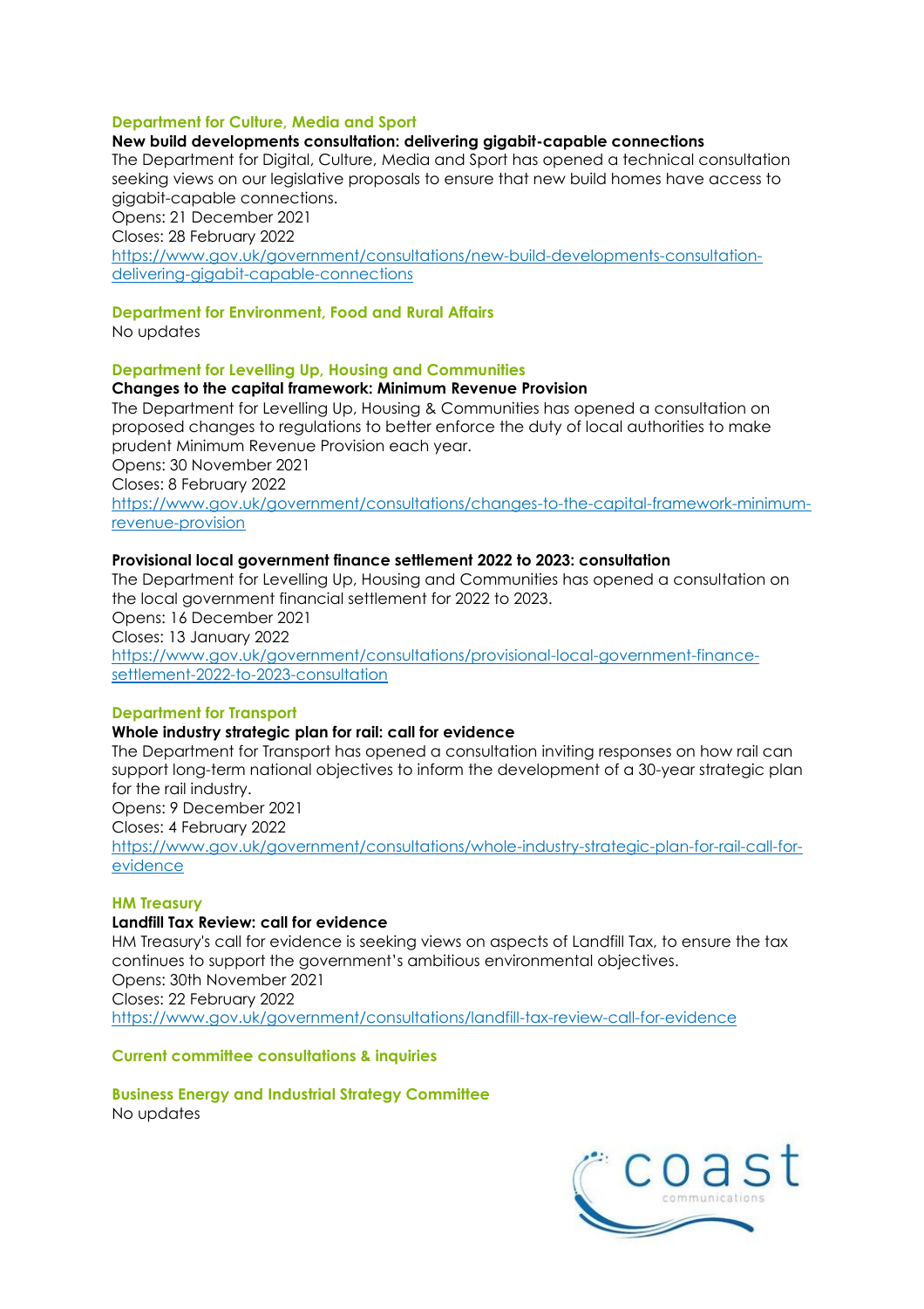### Department for Culture, Media and Sport

**New build developments consultation: delivering gigabit-capable connections**

The Department for Digital, Culture, Media and Sport has opened a technical consultation seeking views on our legislative proposals to ensure that new build homes have access to gigabit-capable connections.

Opens: 21 December 2021

Closes: 28 February 2022

https://www.gov.uk/government/consultations/new-build-developments-consultation-delivering-gigabit-capable-connections

### Department for Environment, Food and Rural Affairs

No updates

### Department for Levelling Up, Housing and Communities

**Changes to the capital framework: Minimum Revenue Provision**

The Department for Levelling Up, Housing & Communities has opened a consultation on proposed changes to regulations to better enforce the duty of local authorities to make prudent Minimum Revenue Provision each year.

Opens: 30 November 2021

Closes: 8 February 2022

https://www.gov.uk/government/consultations/changes-to-the-capital-framework-minimum-revenue-provision

**Provisional local government finance settlement 2022 to 2023: consultation**

The Department for Levelling Up, Housing and Communities has opened a consultation on the local government financial settlement for 2022 to 2023.

Opens: 16 December 2021

Closes: 13 January 2022

https://www.gov.uk/government/consultations/provisional-local-government-finance-settlement-2022-to-2023-consultation

### Department for Transport

**Whole industry strategic plan for rail: call for evidence**

The Department for Transport has opened a consultation inviting responses on how rail can support long-term national objectives to inform the development of a 30-year strategic plan for the rail industry.

Opens: 9 December 2021

Closes: 4 February 2022

https://www.gov.uk/government/consultations/whole-industry-strategic-plan-for-rail-call-for-evidence

### HM Treasury

**Landfill Tax Review: call for evidence**

HM Treasury's call for evidence is seeking views on aspects of Landfill Tax, to ensure the tax continues to support the government's ambitious environmental objectives.

Opens: 30th November 2021

Closes: 22 February 2022

https://www.gov.uk/government/consultations/landfill-tax-review-call-for-evidence

## Current committee consultations & inquiries

### Business Energy and Industrial Strategy Committee

No updates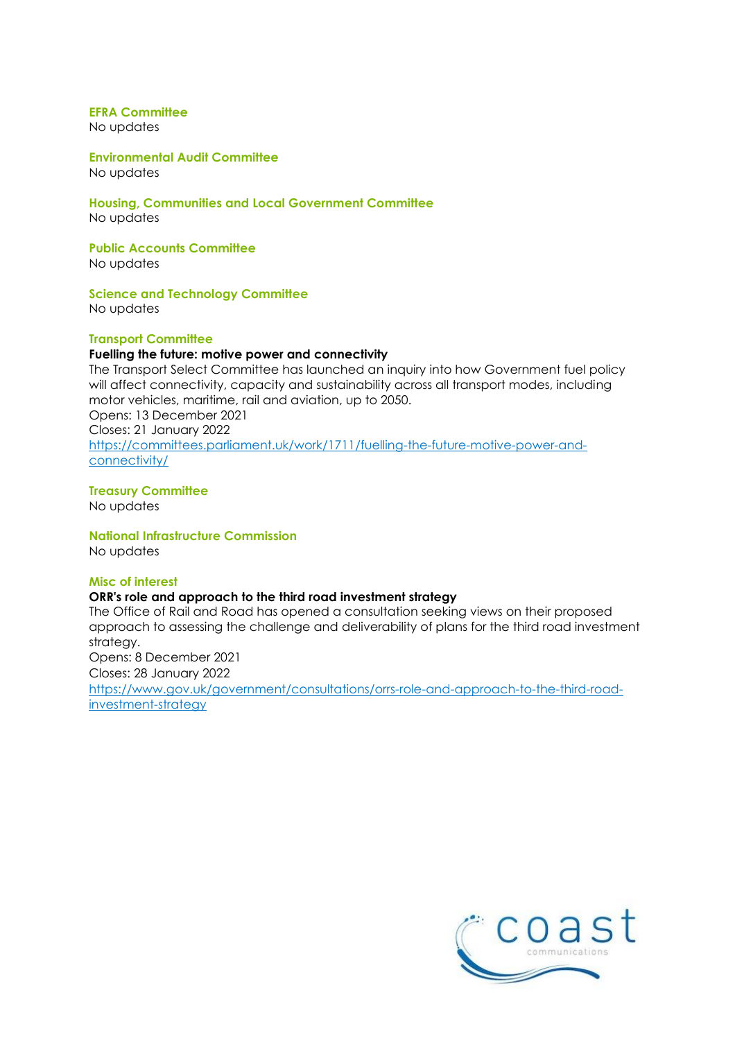### EFRA Committee

No updates

### Environmental Audit Committee

No updates

### Housing, Communities and Local Government Committee

No updates

### Public Accounts Committee

No updates

### Science and Technology Committee

No updates

### Transport Committee

**Fuelling the future: motive power and connectivity**

The Transport Select Committee has launched an inquiry into how Government fuel policy will affect connectivity, capacity and sustainability across all transport modes, including motor vehicles, maritime, rail and aviation, up to 2050.

Opens: 13 December 2021
Closes: 21 January 2022
[https://committees.parliament.uk/work/1711/fuelling-the-future-motive-power-and-connectivity/](https://committees.parliament.uk/work/1711/fuelling-the-future-motive-power-and-connectivity/)

### Treasury Committee

No updates

### National Infrastructure Commission

No updates

### Misc of interest

**ORR's role and approach to the third road investment strategy**

The Office of Rail and Road has opened a consultation seeking views on their proposed approach to assessing the challenge and deliverability of plans for the third road investment strategy.

Opens: 8 December 2021
Closes: 28 January 2022
[https://www.gov.uk/government/consultations/orrs-role-and-approach-to-the-third-road-investment-strategy](https://www.gov.uk/government/consultations/orrs-role-and-approach-to-the-third-road-investment-strategy)